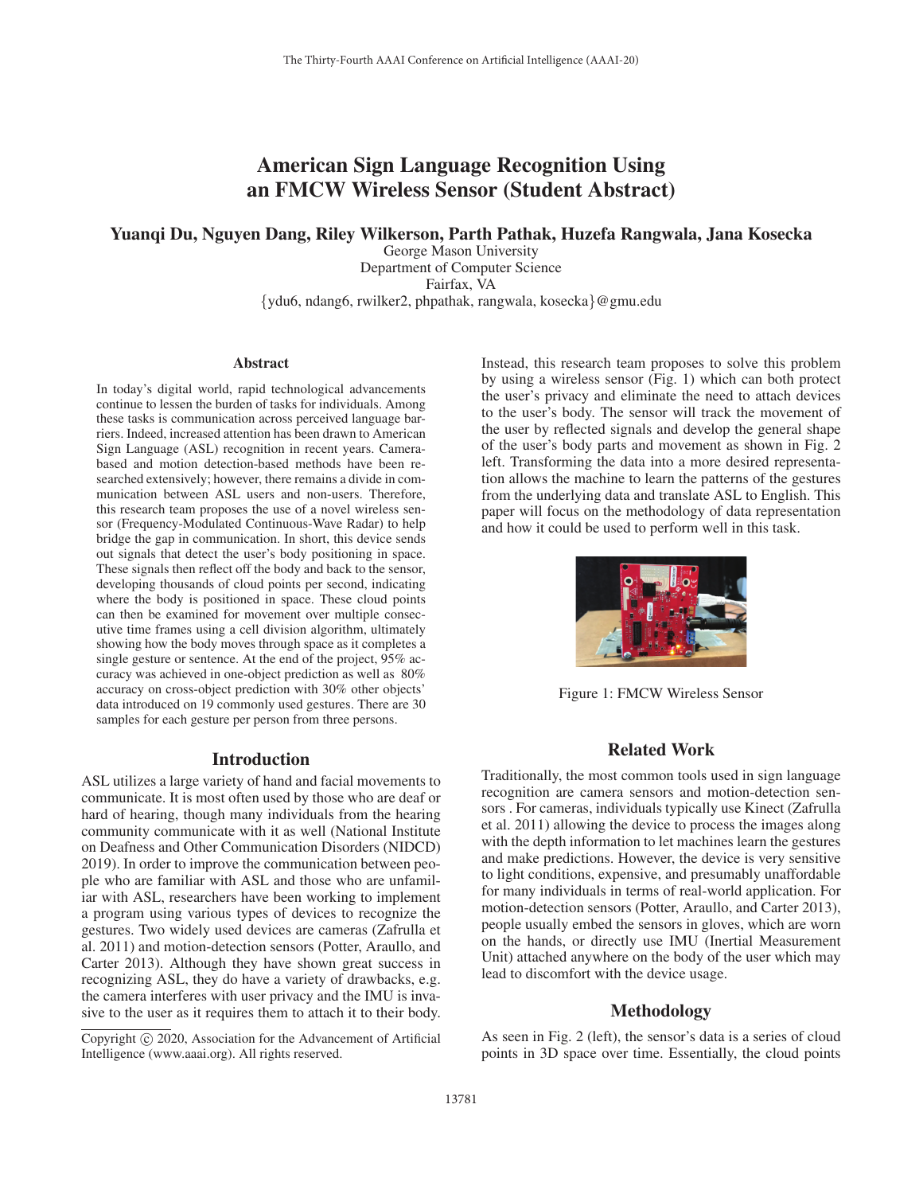# American Sign Language Recognition Using an FMCW Wireless Sensor (Student Abstract)

**Yuanqi Du, Nguyen Dang, Riley Wilkerson, Parth Pathak, Huzefa Rangwala, Jana Kosecka**

George Mason University
Department of Computer Science
Fairfax, VA
{ydu6, ndang6, rwilker2, phpathak, rangwala, kosecka}@gmu.edu

### Abstract

In today's digital world, rapid technological advancements continue to lessen the burden of tasks for individuals. Among these tasks is communication across perceived language barriers. Indeed, increased attention has been drawn to American Sign Language (ASL) recognition in recent years. Camera-based and motion detection-based methods have been researched extensively; however, there remains a divide in communication between ASL users and non-users. Therefore, this research team proposes the use of a novel wireless sensor (Frequency-Modulated Continuous-Wave Radar) to help bridge the gap in communication. In short, this device sends out signals that detect the user's body positioning in space. These signals then reflect off the body and back to the sensor, developing thousands of cloud points per second, indicating where the body is positioned in space. These cloud points can then be examined for movement over multiple consecutive time frames using a cell division algorithm, ultimately showing how the body moves through space as it completes a single gesture or sentence. At the end of the project, 95% accuracy was achieved in one-object prediction as well as 80% accuracy on cross-object prediction with 30% other objects' data introduced on 19 commonly used gestures. There are 30 samples for each gesture per person from three persons.

## Introduction

ASL utilizes a large variety of hand and facial movements to communicate. It is most often used by those who are deaf or hard of hearing, though many individuals from the hearing community communicate with it as well (National Institute on Deafness and Other Communication Disorders (NIDCD) 2019). In order to improve the communication between people who are familiar with ASL and those who are unfamiliar with ASL, researchers have been working to implement a program using various types of devices to recognize the gestures. Two widely used devices are cameras (Zafrulla et al. 2011) and motion-detection sensors (Potter, Araullo, and Carter 2013). Although they have shown great success in recognizing ASL, they do have a variety of drawbacks, e.g. the camera interferes with user privacy and the IMU is invasive to the user as it requires them to attach it to their body. Instead, this research team proposes to solve this problem by using a wireless sensor (Fig. 1) which can both protect the user's privacy and eliminate the need to attach devices to the user's body. The sensor will track the movement of the user by reflected signals and develop the general shape of the user's body parts and movement as shown in Fig. 2 left. Transforming the data into a more desired representation allows the machine to learn the patterns of the gestures from the underlying data and translate ASL to English. This paper will focus on the methodology of data representation and how it could be used to perform well in this task.

Figure 1: FMCW Wireless Sensor

## Related Work

Traditionally, the most common tools used in sign language recognition are camera sensors and motion-detection sensors . For cameras, individuals typically use Kinect (Zafrulla et al. 2011) allowing the device to process the images along with the depth information to let machines learn the gestures and make predictions. However, the device is very sensitive to light conditions, expensive, and presumably unaffordable for many individuals in terms of real-world application. For motion-detection sensors (Potter, Araullo, and Carter 2013), people usually embed the sensors in gloves, which are worn on the hands, or directly use IMU (Inertial Measurement Unit) attached anywhere on the body of the user which may lead to discomfort with the device usage.

## Methodology

As seen in Fig. 2 (left), the sensor's data is a series of cloud points in 3D space over time. Essentially, the cloud points

Copyright © 2020, Association for the Advancement of Artificial Intelligence (www.aaai.org). All rights reserved.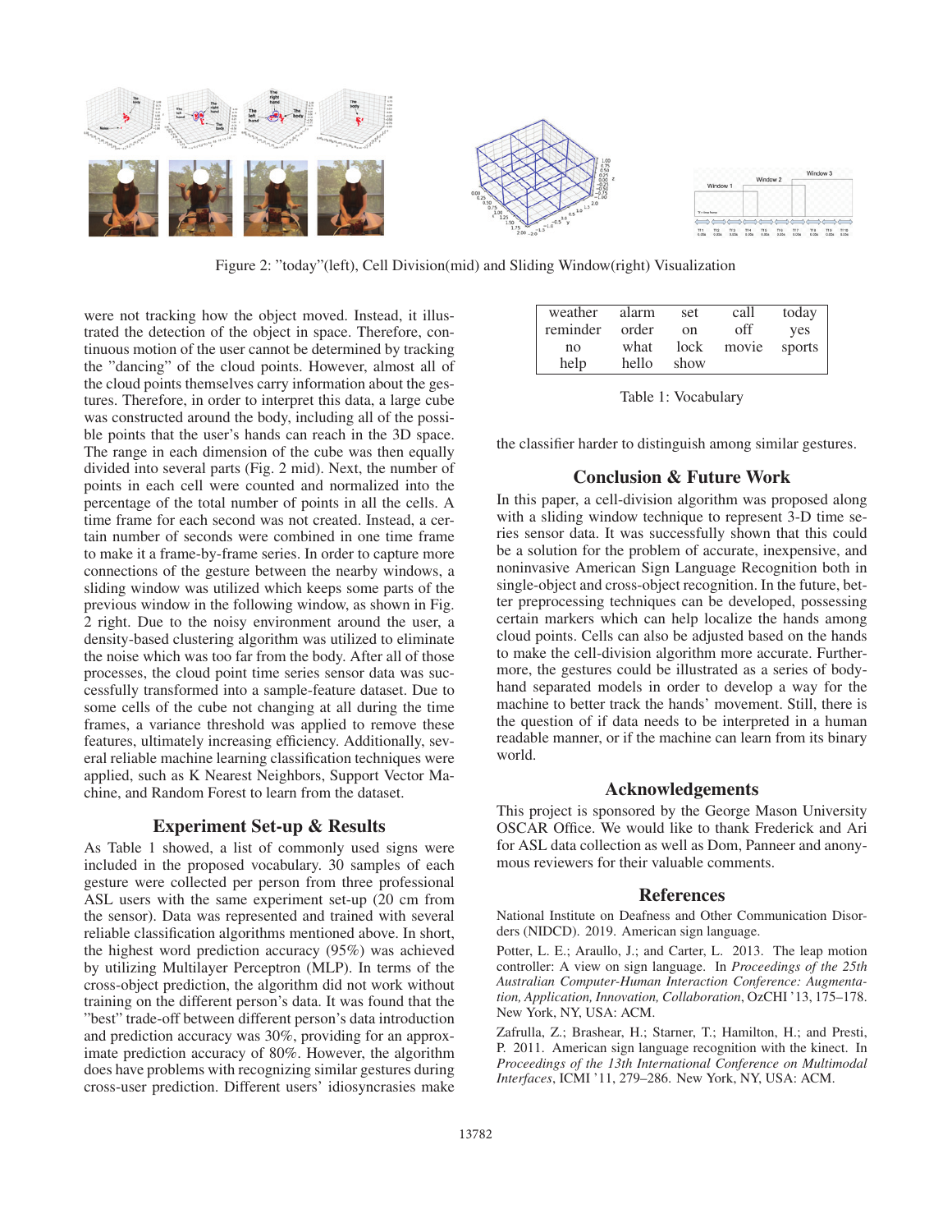Figure 2: "today"(left), Cell Division(mid) and Sliding Window(right) Visualization

were not tracking how the object moved. Instead, it illustrated the detection of the object in space. Therefore, continuous motion of the user cannot be determined by tracking the "dancing" of the cloud points. However, almost all of the cloud points themselves carry information about the gestures. Therefore, in order to interpret this data, a large cube was constructed around the body, including all of the possible points that the user's hands can reach in the 3D space. The range in each dimension of the cube was then equally divided into several parts (Fig. 2 mid). Next, the number of points in each cell were counted and normalized into the percentage of the total number of points in all the cells. A time frame for each second was not created. Instead, a certain number of seconds were combined in one time frame to make it a frame-by-frame series. In order to capture more connections of the gesture between the nearby windows, a sliding window was utilized which keeps some parts of the previous window in the following window, as shown in Fig. 2 right. Due to the noisy environment around the user, a density-based clustering algorithm was utilized to eliminate the noise which was too far from the body. After all of those processes, the cloud point time series sensor data was successfully transformed into a sample-feature dataset. Due to some cells of the cube not changing at all during the time frames, a variance threshold was applied to remove these features, ultimately increasing efficiency. Additionally, several reliable machine learning classification techniques were applied, such as K Nearest Neighbors, Support Vector Machine, and Random Forest to learn from the dataset.

## Experiment Set-up & Results

As Table 1 showed, a list of commonly used signs were included in the proposed vocabulary. 30 samples of each gesture were collected per person from three professional ASL users with the same experiment set-up (20 cm from the sensor). Data was represented and trained with several reliable classification algorithms mentioned above. In short, the highest word prediction accuracy (95%) was achieved by utilizing Multilayer Perceptron (MLP). In terms of the cross-object prediction, the algorithm did not work without training on the different person's data. It was found that the "best" trade-off between different person's data introduction and prediction accuracy was 30%, providing for an approximate prediction accuracy of 80%. However, the algorithm does have problems with recognizing similar gestures during cross-user prediction. Different users' idiosyncrasies make the classifier harder to distinguish among similar gestures.

| | | | | |
|---|---|---|---|---|
| weather | alarm | set | call | today |
| reminder | order | on | off | yes |
| no | what | lock | movie | sports |
| help | hello | show | | |

Table 1: Vocabulary

## Conclusion & Future Work

In this paper, a cell-division algorithm was proposed along with a sliding window technique to represent 3-D time series sensor data. It was successfully shown that this could be a solution for the problem of accurate, inexpensive, and noninvasive American Sign Language Recognition both in single-object and cross-object recognition. In the future, better preprocessing techniques can be developed, possessing certain markers which can help localize the hands among cloud points. Cells can also be adjusted based on the hands to make the cell-division algorithm more accurate. Furthermore, the gestures could be illustrated as a series of body-hand separated models in order to develop a way for the machine to better track the hands' movement. Still, there is the question of if data needs to be interpreted in a human readable manner, or if the machine can learn from its binary world.

## Acknowledgements

This project is sponsored by the George Mason University OSCAR Office. We would like to thank Frederick and Ari for ASL data collection as well as Dom, Panneer and anonymous reviewers for their valuable comments.

## References

National Institute on Deafness and Other Communication Disorders (NIDCD). 2019. American sign language.

Potter, L. E.; Araullo, J.; and Carter, L. 2013. The leap motion controller: A view on sign language. In *Proceedings of the 25th Australian Computer-Human Interaction Conference: Augmentation, Application, Innovation, Collaboration*, OzCHI '13, 175–178. New York, NY, USA: ACM.

Zafrulla, Z.; Brashear, H.; Starner, T.; Hamilton, H.; and Presti, P. 2011. American sign language recognition with the kinect. In *Proceedings of the 13th International Conference on Multimodal Interfaces*, ICMI '11, 279–286. New York, NY, USA: ACM.